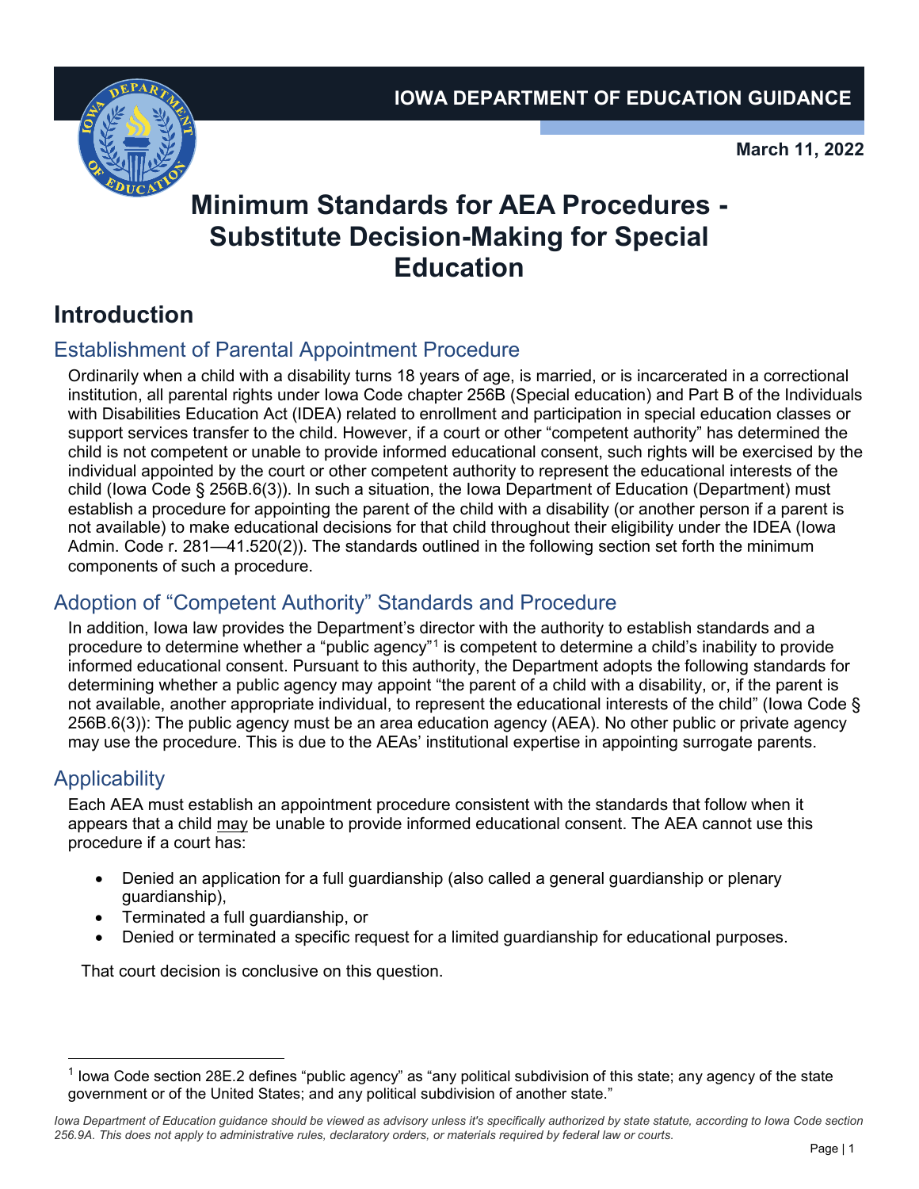IOWA DEPARTMENT OF EDUCATION GUIDANCE

March 11, 2022

# Minimum Standards for AEA Procedures - Substitute Decision-Making for Special Education

## Introduction

### Establishment of Parental Appointment Procedure

Ordinarily when a child with a disability turns 18 years of age, is married, or is incarcerated in a correctional institution, all parental rights under Iowa Code chapter 256B (Special education) and Part B of the Individuals with Disabilities Education Act (IDEA) related to enrollment and participation in special education classes or support services transfer to the child. However, if a court or other "competent authority" has determined the child is not competent or unable to provide informed educational consent, such rights will be exercised by the individual appointed by the court or other competent authority to represent the educational interests of the child (Iowa Code § 256B.6(3)). In such a situation, the Iowa Department of Education (Department) must establish a procedure for appointing the parent of the child with a disability (or another person if a parent is not available) to make educational decisions for that child throughout their eligibility under the IDEA (Iowa Admin. Code r. 281—41.520(2)). The standards outlined in the following section set forth the minimum components of such a procedure.

### Adoption of "Competent Authority" Standards and Procedure

In addition, Iowa law provides the Department's director with the authority to establish standards and a procedure to determine whether a "public agency"[1] is competent to determine a child's inability to provide informed educational consent. Pursuant to this authority, the Department adopts the following standards for determining whether a public agency may appoint "the parent of a child with a disability, or, if the parent is not available, another appropriate individual, to represent the educational interests of the child" (Iowa Code § 256B.6(3)): The public agency must be an area education agency (AEA). No other public or private agency may use the procedure. This is due to the AEAs' institutional expertise in appointing surrogate parents.

### Applicability

Each AEA must establish an appointment procedure consistent with the standards that follow when it appears that a child <u>may</u> be unable to provide informed educational consent. The AEA cannot use this procedure if a court has:

- Denied an application for a full guardianship (also called a general guardianship or plenary guardianship),
- Terminated a full guardianship, or
- Denied or terminated a specific request for a limited guardianship for educational purposes.

That court decision is conclusive on this question.

[1] Iowa Code section 28E.2 defines "public agency" as "any political subdivision of this state; any agency of the state government or of the United States; and any political subdivision of another state."

*Iowa Department of Education guidance should be viewed as advisory unless it's specifically authorized by state statute, according to Iowa Code section 256.9A. This does not apply to administrative rules, declaratory orders, or materials required by federal law or courts.*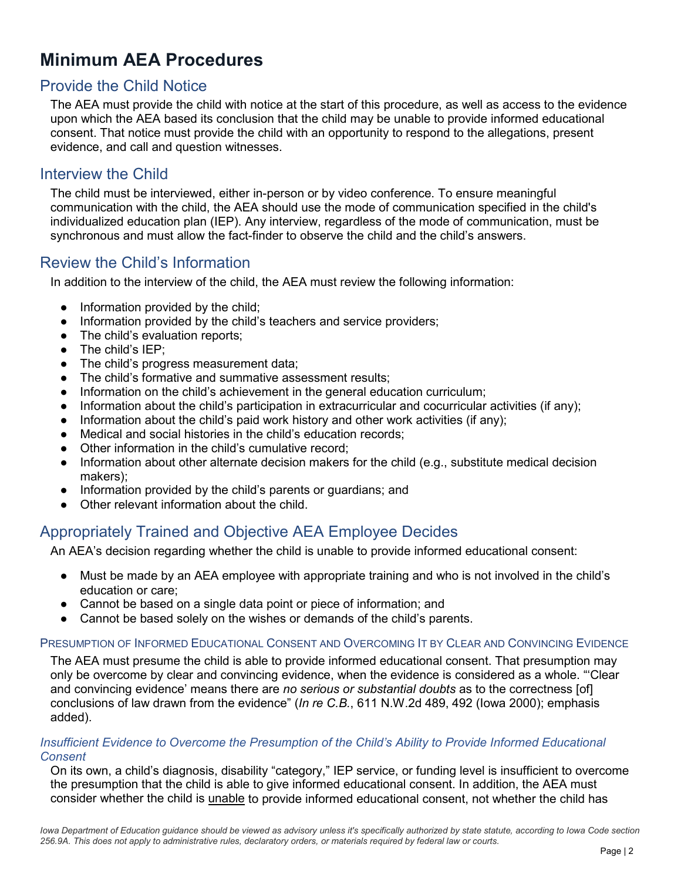# Minimum AEA Procedures

## Provide the Child Notice

The AEA must provide the child with notice at the start of this procedure, as well as access to the evidence upon which the AEA based its conclusion that the child may be unable to provide informed educational consent. That notice must provide the child with an opportunity to respond to the allegations, present evidence, and call and question witnesses.

## Interview the Child

The child must be interviewed, either in-person or by video conference. To ensure meaningful communication with the child, the AEA should use the mode of communication specified in the child's individualized education plan (IEP). Any interview, regardless of the mode of communication, must be synchronous and must allow the fact-finder to observe the child and the child's answers.

## Review the Child's Information

In addition to the interview of the child, the AEA must review the following information:

- Information provided by the child;
- Information provided by the child's teachers and service providers;
- The child's evaluation reports;
- The child's IEP;
- The child's progress measurement data;
- The child's formative and summative assessment results;
- Information on the child's achievement in the general education curriculum;
- Information about the child's participation in extracurricular and cocurricular activities (if any);
- Information about the child's paid work history and other work activities (if any);
- Medical and social histories in the child's education records;
- Other information in the child's cumulative record;
- Information about other alternate decision makers for the child (e.g., substitute medical decision makers);
- Information provided by the child's parents or guardians; and
- Other relevant information about the child.

## Appropriately Trained and Objective AEA Employee Decides

An AEA's decision regarding whether the child is unable to provide informed educational consent:

- Must be made by an AEA employee with appropriate training and who is not involved in the child's education or care;
- Cannot be based on a single data point or piece of information; and
- Cannot be based solely on the wishes or demands of the child's parents.

### Presumption of Informed Educational Consent and Overcoming It by Clear and Convincing Evidence

The AEA must presume the child is able to provide informed educational consent. That presumption may only be overcome by clear and convincing evidence, when the evidence is considered as a whole. "'Clear and convincing evidence' means there are *no serious or substantial doubts* as to the correctness [of] conclusions of law drawn from the evidence" (*In re C.B.*, 611 N.W.2d 489, 492 (Iowa 2000); emphasis added).

#### *Insufficient Evidence to Overcome the Presumption of the Child's Ability to Provide Informed Educational Consent*

On its own, a child's diagnosis, disability "category," IEP service, or funding level is insufficient to overcome the presumption that the child is able to give informed educational consent. In addition, the AEA must consider whether the child is <u>unable</u> to provide informed educational consent, not whether the child has

*Iowa Department of Education guidance should be viewed as advisory unless it's specifically authorized by state statute, according to Iowa Code section 256.9A. This does not apply to administrative rules, declaratory orders, or materials required by federal law or courts.*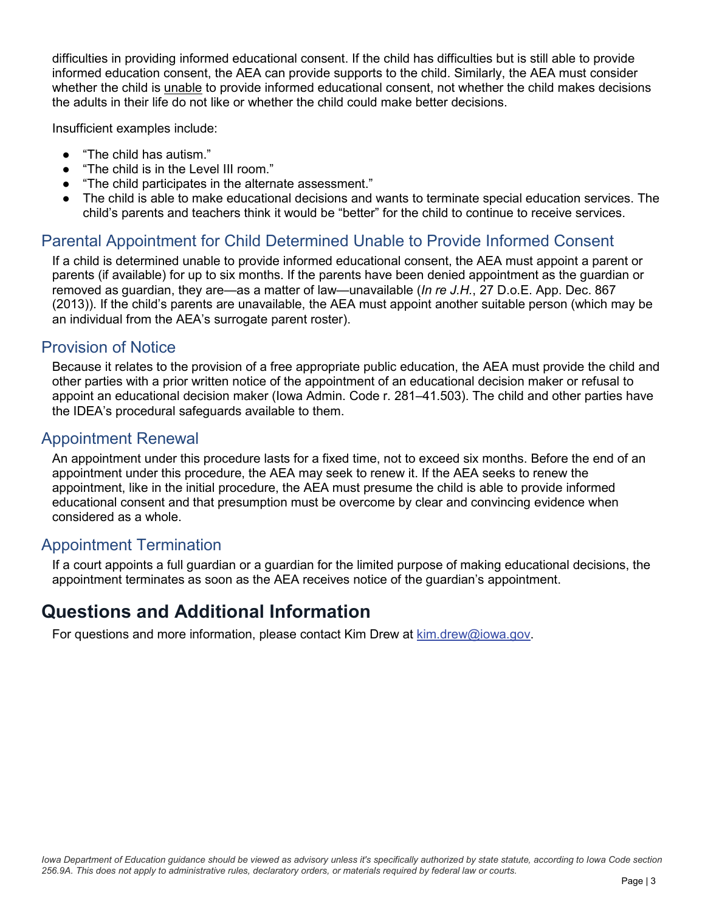difficulties in providing informed educational consent. If the child has difficulties but is still able to provide informed education consent, the AEA can provide supports to the child. Similarly, the AEA must consider whether the child is unable to provide informed educational consent, not whether the child makes decisions the adults in their life do not like or whether the child could make better decisions.

Insufficient examples include:

- "The child has autism."
- "The child is in the Level III room."
- "The child participates in the alternate assessment."
- The child is able to make educational decisions and wants to terminate special education services. The child's parents and teachers think it would be "better" for the child to continue to receive services.

## Parental Appointment for Child Determined Unable to Provide Informed Consent

If a child is determined unable to provide informed educational consent, the AEA must appoint a parent or parents (if available) for up to six months. If the parents have been denied appointment as the guardian or removed as guardian, they are—as a matter of law—unavailable (*In re J.H.*, 27 D.o.E. App. Dec. 867 (2013)). If the child's parents are unavailable, the AEA must appoint another suitable person (which may be an individual from the AEA's surrogate parent roster).

## Provision of Notice

Because it relates to the provision of a free appropriate public education, the AEA must provide the child and other parties with a prior written notice of the appointment of an educational decision maker or refusal to appoint an educational decision maker (Iowa Admin. Code r. 281–41.503). The child and other parties have the IDEA's procedural safeguards available to them.

## Appointment Renewal

An appointment under this procedure lasts for a fixed time, not to exceed six months. Before the end of an appointment under this procedure, the AEA may seek to renew it. If the AEA seeks to renew the appointment, like in the initial procedure, the AEA must presume the child is able to provide informed educational consent and that presumption must be overcome by clear and convincing evidence when considered as a whole.

## Appointment Termination

If a court appoints a full guardian or a guardian for the limited purpose of making educational decisions, the appointment terminates as soon as the AEA receives notice of the guardian's appointment.

# Questions and Additional Information

For questions and more information, please contact Kim Drew at kim.drew@iowa.gov.

*Iowa Department of Education guidance should be viewed as advisory unless it's specifically authorized by state statute, according to Iowa Code section 256.9A. This does not apply to administrative rules, declaratory orders, or materials required by federal law or courts.*